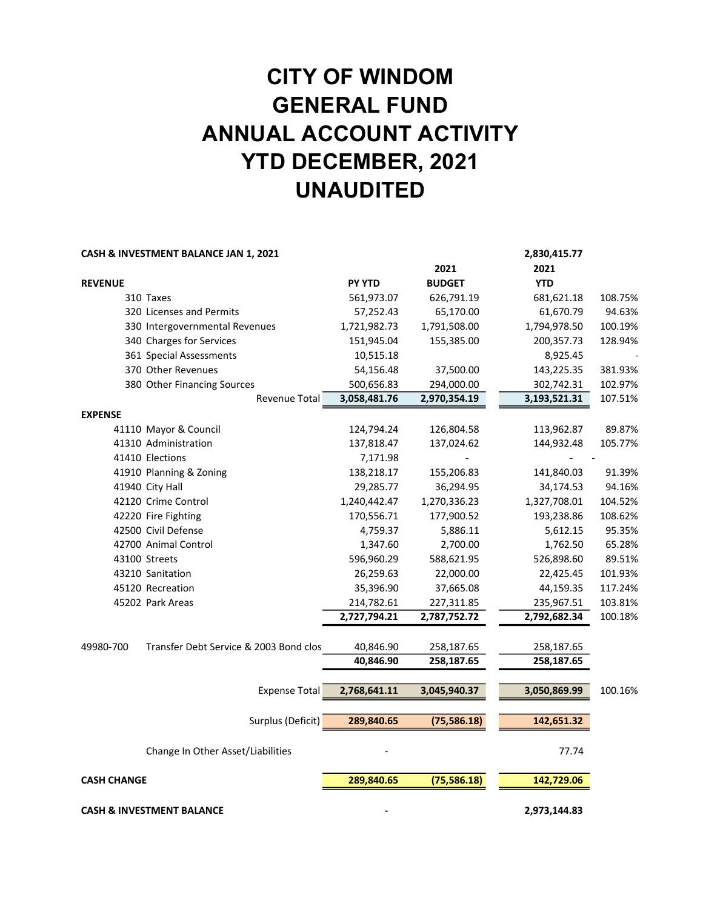# CITY OF WINDOM
# GENERAL FUND
# ANNUAL ACCOUNT ACTIVITY
# YTD DECEMBER, 2021
# UNAUDITED

| | | PY YTD | 2021 BUDGET | 2021 YTD | |
|---|---|---|---|---|---|
| **CASH & INVESTMENT BALANCE JAN 1, 2021** | | | | **2,830,415.77** | |
| **REVENUE** | | | | | |
| 310 | Taxes | 561,973.07 | 626,791.19 | 681,621.18 | 108.75% |
| 320 | Licenses and Permits | 57,252.43 | 65,170.00 | 61,670.79 | 94.63% |
| 330 | Intergovernmental Revenues | 1,721,982.73 | 1,791,508.00 | 1,794,978.50 | 100.19% |
| 340 | Charges for Services | 151,945.04 | 155,385.00 | 200,357.73 | 128.94% |
| 361 | Special Assessments | 10,515.18 | | 8,925.45 | - |
| 370 | Other Revenues | 54,156.48 | 37,500.00 | 143,225.35 | 381.93% |
| 380 | Other Financing Sources | 500,656.83 | 294,000.00 | 302,742.31 | 102.97% |
| | Revenue Total | **3,058,481.76** | **2,970,354.19** | **3,193,521.31** | 107.51% |
| **EXPENSE** | | | | | |
| 41110 | Mayor & Council | 124,794.24 | 126,804.58 | 113,962.87 | 89.87% |
| 41310 | Administration | 137,818.47 | 137,024.62 | 144,932.48 | 105.77% |
| 41410 | Elections | 7,171.98 | - | - | - |
| 41910 | Planning & Zoning | 138,218.17 | 155,206.83 | 141,840.03 | 91.39% |
| 41940 | City Hall | 29,285.77 | 36,294.95 | 34,174.53 | 94.16% |
| 42120 | Crime Control | 1,240,442.47 | 1,270,336.23 | 1,327,708.01 | 104.52% |
| 42220 | Fire Fighting | 170,556.71 | 177,900.52 | 193,238.86 | 108.62% |
| 42500 | Civil Defense | 4,759.37 | 5,886.11 | 5,612.15 | 95.35% |
| 42700 | Animal Control | 1,347.60 | 2,700.00 | 1,762.50 | 65.28% |
| 43100 | Streets | 596,960.29 | 588,621.95 | 526,898.60 | 89.51% |
| 43210 | Sanitation | 26,259.63 | 22,000.00 | 22,425.45 | 101.93% |
| 45120 | Recreation | 35,396.90 | 37,665.08 | 44,159.35 | 117.24% |
| 45202 | Park Areas | 214,782.61 | 227,311.85 | 235,967.51 | 103.81% |
| | | **2,727,794.21** | **2,787,752.72** | **2,792,682.34** | 100.18% |
| 49980-700 | Transfer Debt Service & 2003 Bond clos | 40,846.90 | 258,187.65 | 258,187.65 | |
| | | **40,846.90** | **258,187.65** | **258,187.65** | |
| | Expense Total | **2,768,641.11** | **3,045,940.37** | **3,050,869.99** | 100.16% |
| | Surplus (Deficit) | **289,840.65** | **(75,586.18)** | **142,651.32** | |
| | Change In Other Asset/Liabilities | - | | 77.74 | |
| **CASH CHANGE** | | **289,840.65** | **(75,586.18)** | **142,729.06** | |
| **CASH & INVESTMENT BALANCE** | | **-** | | **2,973,144.83** | |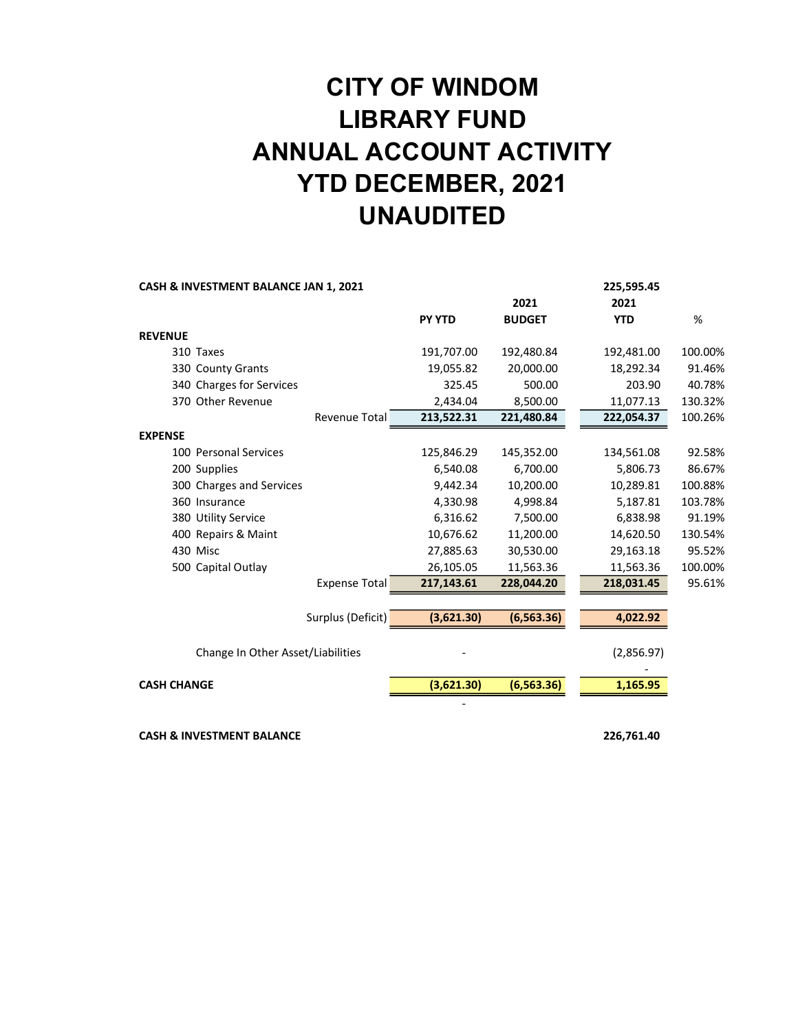# CITY OF WINDOM
# LIBRARY FUND
# ANNUAL ACCOUNT ACTIVITY
# YTD DECEMBER, 2021
# UNAUDITED

| | PY YTD | 2021 BUDGET | 2021 YTD | % |
|---|---|---|---|---|
| **CASH & INVESTMENT BALANCE JAN 1, 2021** | | | 225,595.45 | |
| **REVENUE** | | | | |
| 310 Taxes | 191,707.00 | 192,480.84 | 192,481.00 | 100.00% |
| 330 County Grants | 19,055.82 | 20,000.00 | 18,292.34 | 91.46% |
| 340 Charges for Services | 325.45 | 500.00 | 203.90 | 40.78% |
| 370 Other Revenue | 2,434.04 | 8,500.00 | 11,077.13 | 130.32% |
| Revenue Total | **213,522.31** | **221,480.84** | **222,054.37** | 100.26% |
| **EXPENSE** | | | | |
| 100 Personal Services | 125,846.29 | 145,352.00 | 134,561.08 | 92.58% |
| 200 Supplies | 6,540.08 | 6,700.00 | 5,806.73 | 86.67% |
| 300 Charges and Services | 9,442.34 | 10,200.00 | 10,289.81 | 100.88% |
| 360 Insurance | 4,330.98 | 4,998.84 | 5,187.81 | 103.78% |
| 380 Utility Service | 6,316.62 | 7,500.00 | 6,838.98 | 91.19% |
| 400 Repairs & Maint | 10,676.62 | 11,200.00 | 14,620.50 | 130.54% |
| 430 Misc | 27,885.63 | 30,530.00 | 29,163.18 | 95.52% |
| 500 Capital Outlay | 26,105.05 | 11,563.36 | 11,563.36 | 100.00% |
| Expense Total | **217,143.61** | **228,044.20** | **218,031.45** | 95.61% |
| Surplus (Deficit) | **(3,621.30)** | **(6,563.36)** | **4,022.92** | |
| Change In Other Asset/Liabilities | - | | (2,856.97) | |
| | | | - | |
| **CASH CHANGE** | **(3,621.30)** | **(6,563.36)** | **1,165.95** | |
| | - | | | |
| **CASH & INVESTMENT BALANCE** | | | 226,761.40 | |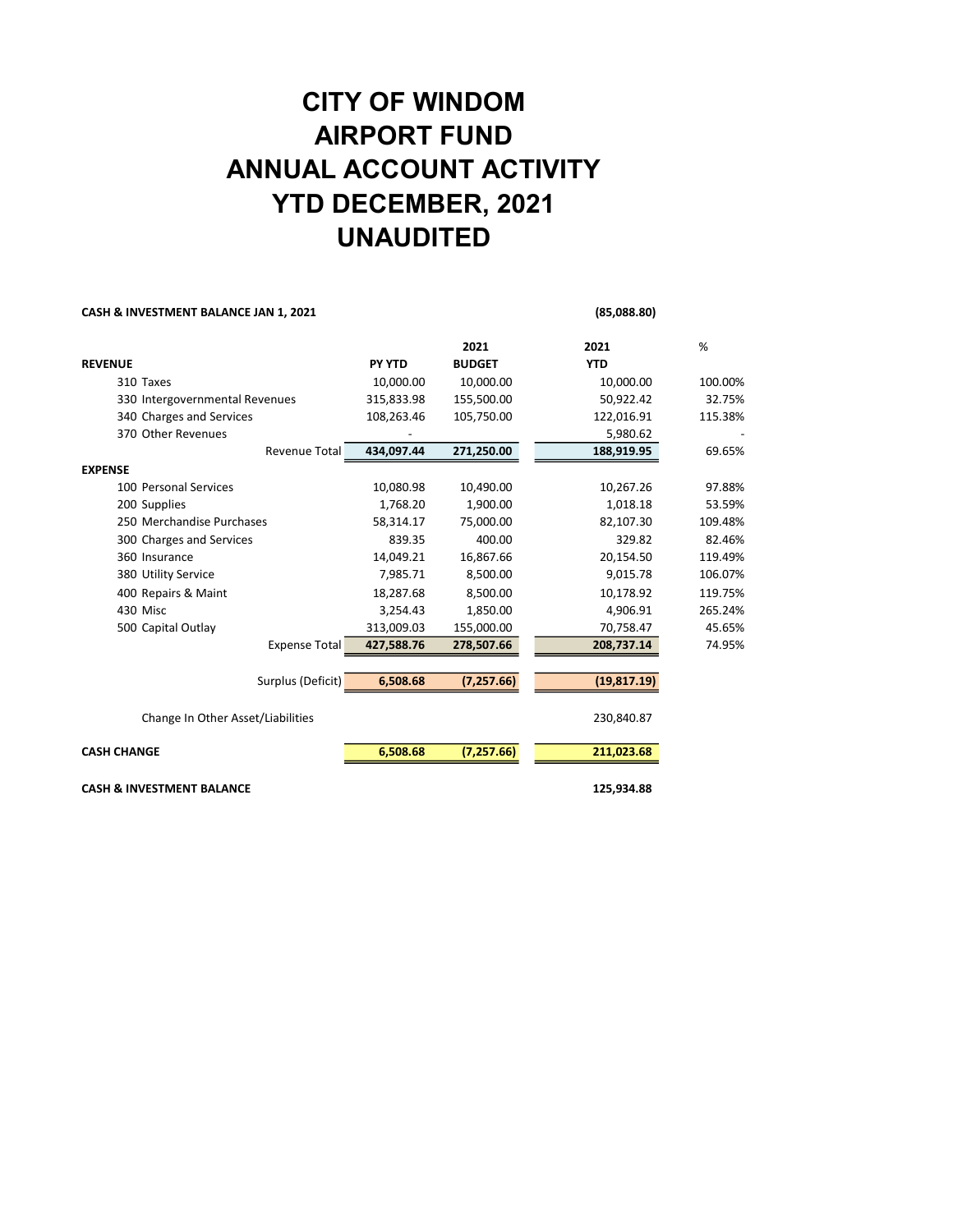# CITY OF WINDOM
# AIRPORT FUND
# ANNUAL ACCOUNT ACTIVITY
# YTD DECEMBER, 2021
# UNAUDITED

| | PY YTD | 2021 BUDGET | 2021 YTD | % |
|---|---|---|---|---|
| **CASH & INVESTMENT BALANCE JAN 1, 2021** | | | (85,088.80) | |
| **REVENUE** | | | | |
| 310 Taxes | 10,000.00 | 10,000.00 | 10,000.00 | 100.00% |
| 330 Intergovernmental Revenues | 315,833.98 | 155,500.00 | 50,922.42 | 32.75% |
| 340 Charges and Services | 108,263.46 | 105,750.00 | 122,016.91 | 115.38% |
| 370 Other Revenues | - | | 5,980.62 | - |
| Revenue Total | **434,097.44** | **271,250.00** | **188,919.95** | 69.65% |
| **EXPENSE** | | | | |
| 100 Personal Services | 10,080.98 | 10,490.00 | 10,267.26 | 97.88% |
| 200 Supplies | 1,768.20 | 1,900.00 | 1,018.18 | 53.59% |
| 250 Merchandise Purchases | 58,314.17 | 75,000.00 | 82,107.30 | 109.48% |
| 300 Charges and Services | 839.35 | 400.00 | 329.82 | 82.46% |
| 360 Insurance | 14,049.21 | 16,867.66 | 20,154.50 | 119.49% |
| 380 Utility Service | 7,985.71 | 8,500.00 | 9,015.78 | 106.07% |
| 400 Repairs & Maint | 18,287.68 | 8,500.00 | 10,178.92 | 119.75% |
| 430 Misc | 3,254.43 | 1,850.00 | 4,906.91 | 265.24% |
| 500 Capital Outlay | 313,009.03 | 155,000.00 | 70,758.47 | 45.65% |
| Expense Total | **427,588.76** | **278,507.66** | **208,737.14** | 74.95% |
| Surplus (Deficit) | **6,508.68** | **(7,257.66)** | **(19,817.19)** | |
| Change In Other Asset/Liabilities | | | 230,840.87 | |
| **CASH CHANGE** | **6,508.68** | **(7,257.66)** | **211,023.68** | |
| **CASH & INVESTMENT BALANCE** | | | **125,934.88** | |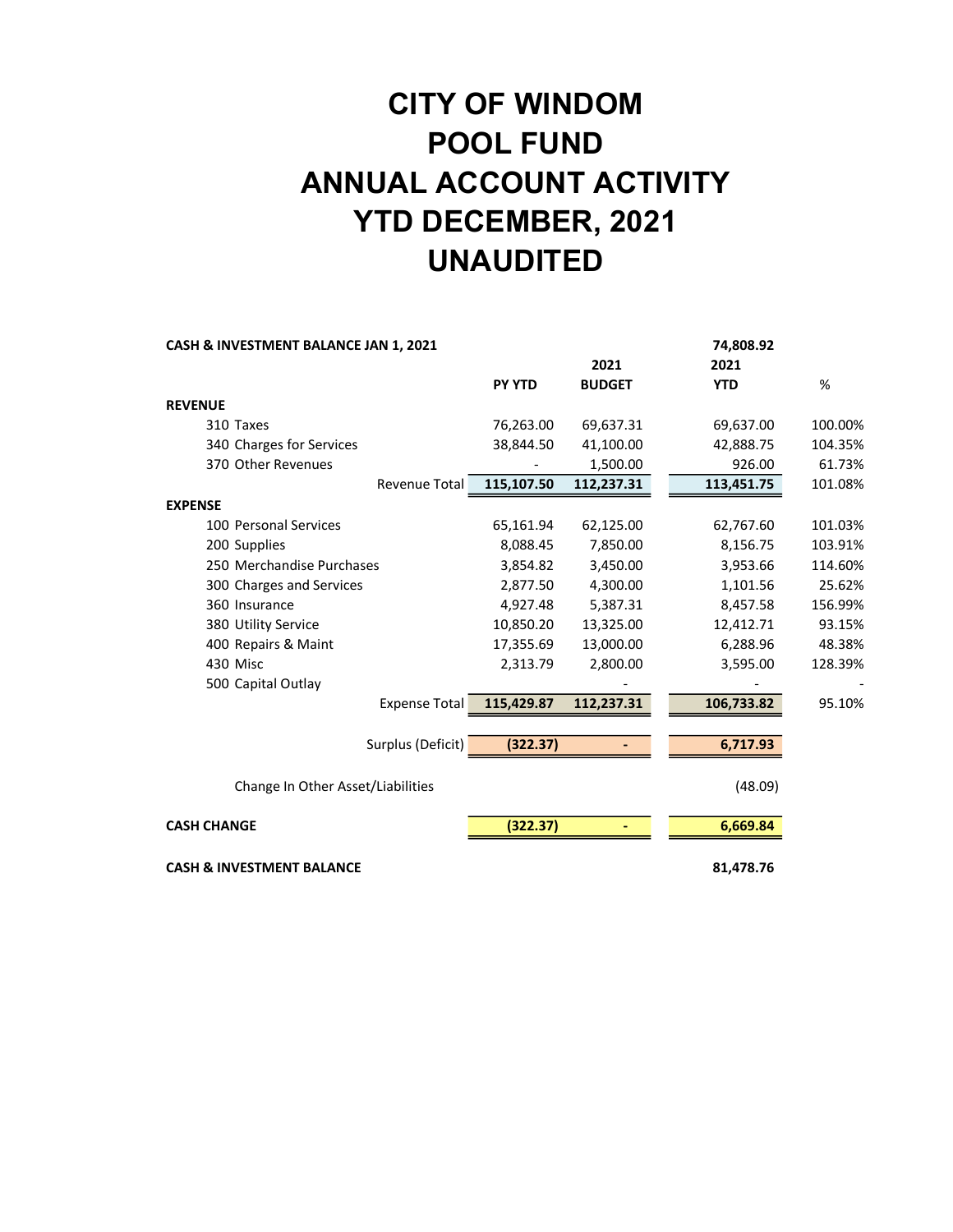# CITY OF WINDOM
# POOL FUND
# ANNUAL ACCOUNT ACTIVITY
# YTD DECEMBER, 2021
# UNAUDITED

| | PY YTD | 2021 BUDGET | 2021 YTD | % |
|---|---|---|---|---|
| **CASH & INVESTMENT BALANCE JAN 1, 2021** | | | **74,808.92** | |
| **REVENUE** | | | | |
| 310 Taxes | 76,263.00 | 69,637.31 | 69,637.00 | 100.00% |
| 340 Charges for Services | 38,844.50 | 41,100.00 | 42,888.75 | 104.35% |
| 370 Other Revenues | - | 1,500.00 | 926.00 | 61.73% |
| Revenue Total | **115,107.50** | **112,237.31** | **113,451.75** | 101.08% |
| **EXPENSE** | | | | |
| 100 Personal Services | 65,161.94 | 62,125.00 | 62,767.60 | 101.03% |
| 200 Supplies | 8,088.45 | 7,850.00 | 8,156.75 | 103.91% |
| 250 Merchandise Purchases | 3,854.82 | 3,450.00 | 3,953.66 | 114.60% |
| 300 Charges and Services | 2,877.50 | 4,300.00 | 1,101.56 | 25.62% |
| 360 Insurance | 4,927.48 | 5,387.31 | 8,457.58 | 156.99% |
| 380 Utility Service | 10,850.20 | 13,325.00 | 12,412.71 | 93.15% |
| 400 Repairs & Maint | 17,355.69 | 13,000.00 | 6,288.96 | 48.38% |
| 430 Misc | 2,313.79 | 2,800.00 | 3,595.00 | 128.39% |
| 500 Capital Outlay | | - | - | - |
| Expense Total | **115,429.87** | **112,237.31** | **106,733.82** | 95.10% |
| Surplus (Deficit) | **(322.37)** | **-** | **6,717.93** | |
| Change In Other Asset/Liabilities | | | (48.09) | |
| **CASH CHANGE** | **(322.37)** | **-** | **6,669.84** | |
| **CASH & INVESTMENT BALANCE** | | | **81,478.76** | |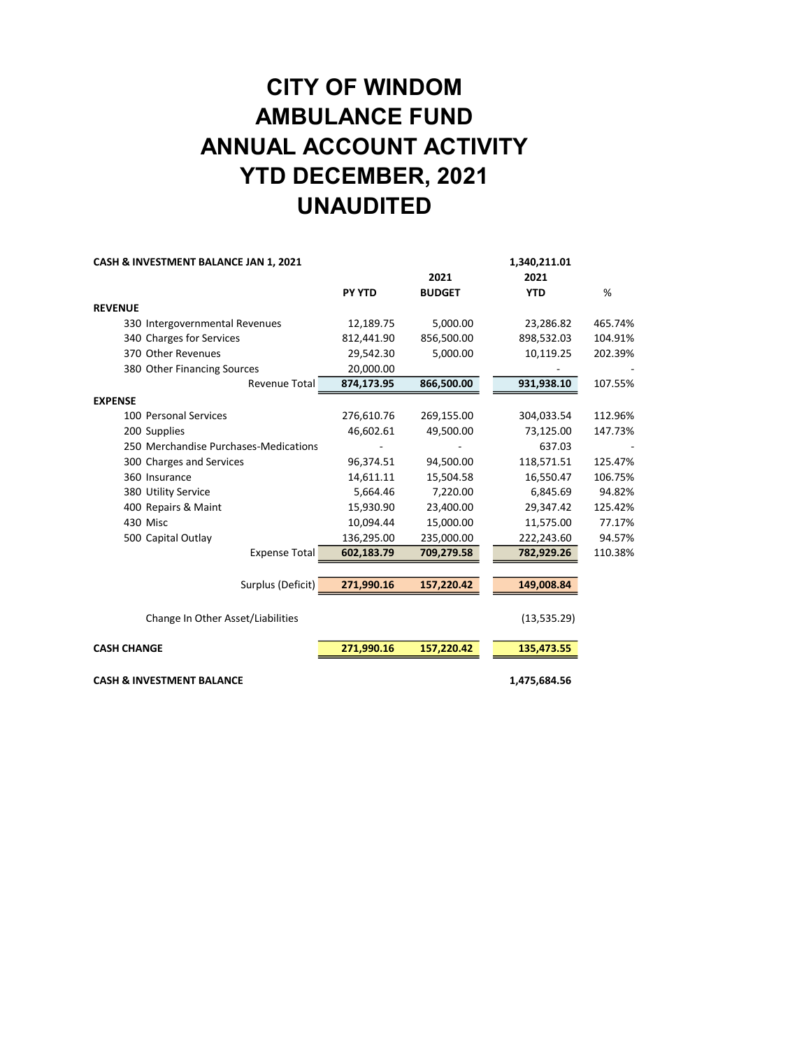# CITY OF WINDOM
# AMBULANCE FUND
# ANNUAL ACCOUNT ACTIVITY
# YTD DECEMBER, 2021
# UNAUDITED

| | PY YTD | 2021 BUDGET | 2021 YTD | % |
|---|---|---|---|---|
| **CASH & INVESTMENT BALANCE JAN 1, 2021** | | | **1,340,211.01** | |
| **REVENUE** | | | | |
| 330 Intergovernmental Revenues | 12,189.75 | 5,000.00 | 23,286.82 | 465.74% |
| 340 Charges for Services | 812,441.90 | 856,500.00 | 898,532.03 | 104.91% |
| 370 Other Revenues | 29,542.30 | 5,000.00 | 10,119.25 | 202.39% |
| 380 Other Financing Sources | 20,000.00 | | - | - |
| Revenue Total | **874,173.95** | **866,500.00** | **931,938.10** | 107.55% |
| **EXPENSE** | | | | |
| 100 Personal Services | 276,610.76 | 269,155.00 | 304,033.54 | 112.96% |
| 200 Supplies | 46,602.61 | 49,500.00 | 73,125.00 | 147.73% |
| 250 Merchandise Purchases-Medications | - | - | 637.03 | - |
| 300 Charges and Services | 96,374.51 | 94,500.00 | 118,571.51 | 125.47% |
| 360 Insurance | 14,611.11 | 15,504.58 | 16,550.47 | 106.75% |
| 380 Utility Service | 5,664.46 | 7,220.00 | 6,845.69 | 94.82% |
| 400 Repairs & Maint | 15,930.90 | 23,400.00 | 29,347.42 | 125.42% |
| 430 Misc | 10,094.44 | 15,000.00 | 11,575.00 | 77.17% |
| 500 Capital Outlay | 136,295.00 | 235,000.00 | 222,243.60 | 94.57% |
| Expense Total | **602,183.79** | **709,279.58** | **782,929.26** | 110.38% |
| Surplus (Deficit) | **271,990.16** | **157,220.42** | **149,008.84** | |
| Change In Other Asset/Liabilities | | | (13,535.29) | |
| **CASH CHANGE** | **271,990.16** | **157,220.42** | **135,473.55** | |
| **CASH & INVESTMENT BALANCE** | | | **1,475,684.56** | |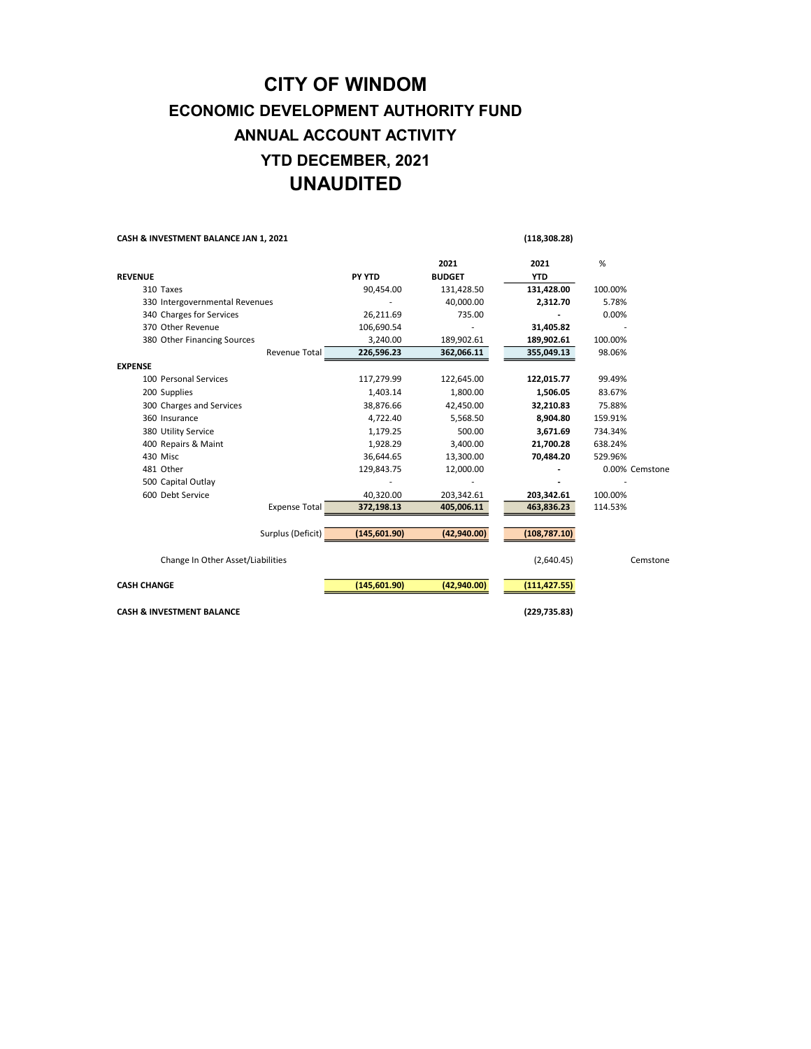# CITY OF WINDOM

## ECONOMIC DEVELOPMENT AUTHORITY FUND

## ANNUAL ACCOUNT ACTIVITY

## YTD DECEMBER, 2021

## UNAUDITED

| | PY YTD | 2021 BUDGET | 2021 YTD | % | |
|---|---|---|---|---|---|
| **CASH & INVESTMENT BALANCE JAN 1, 2021** | | | **(118,308.28)** | | |
| **REVENUE** | | | | | |
| 310 Taxes | 90,454.00 | 131,428.50 | **131,428.00** | 100.00% | |
| 330 Intergovernmental Revenues | - | 40,000.00 | **2,312.70** | 5.78% | |
| 340 Charges for Services | 26,211.69 | 735.00 | **-** | 0.00% | |
| 370 Other Revenue | 106,690.54 | - | **31,405.82** | - | |
| 380 Other Financing Sources | 3,240.00 | 189,902.61 | **189,902.61** | 100.00% | |
| Revenue Total | **226,596.23** | **362,066.11** | **355,049.13** | 98.06% | |
| **EXPENSE** | | | | | |
| 100 Personal Services | 117,279.99 | 122,645.00 | **122,015.77** | 99.49% | |
| 200 Supplies | 1,403.14 | 1,800.00 | **1,506.05** | 83.67% | |
| 300 Charges and Services | 38,876.66 | 42,450.00 | **32,210.83** | 75.88% | |
| 360 Insurance | 4,722.40 | 5,568.50 | **8,904.80** | 159.91% | |
| 380 Utility Service | 1,179.25 | 500.00 | **3,671.69** | 734.34% | |
| 400 Repairs & Maint | 1,928.29 | 3,400.00 | **21,700.28** | 638.24% | |
| 430 Misc | 36,644.65 | 13,300.00 | **70,484.20** | 529.96% | |
| 481 Other | 129,843.75 | 12,000.00 | **-** | 0.00% | Cemstone |
| 500 Capital Outlay | - | - | **-** | - | |
| 600 Debt Service | 40,320.00 | 203,342.61 | **203,342.61** | 100.00% | |
| Expense Total | **372,198.13** | **405,006.11** | **463,836.23** | 114.53% | |
| Surplus (Deficit) | **(145,601.90)** | **(42,940.00)** | **(108,787.10)** | | |
| Change In Other Asset/Liabilities | | | (2,640.45) | | Cemstone |
| **CASH CHANGE** | **(145,601.90)** | **(42,940.00)** | **(111,427.55)** | | |
| **CASH & INVESTMENT BALANCE** | | | **(229,735.83)** | | |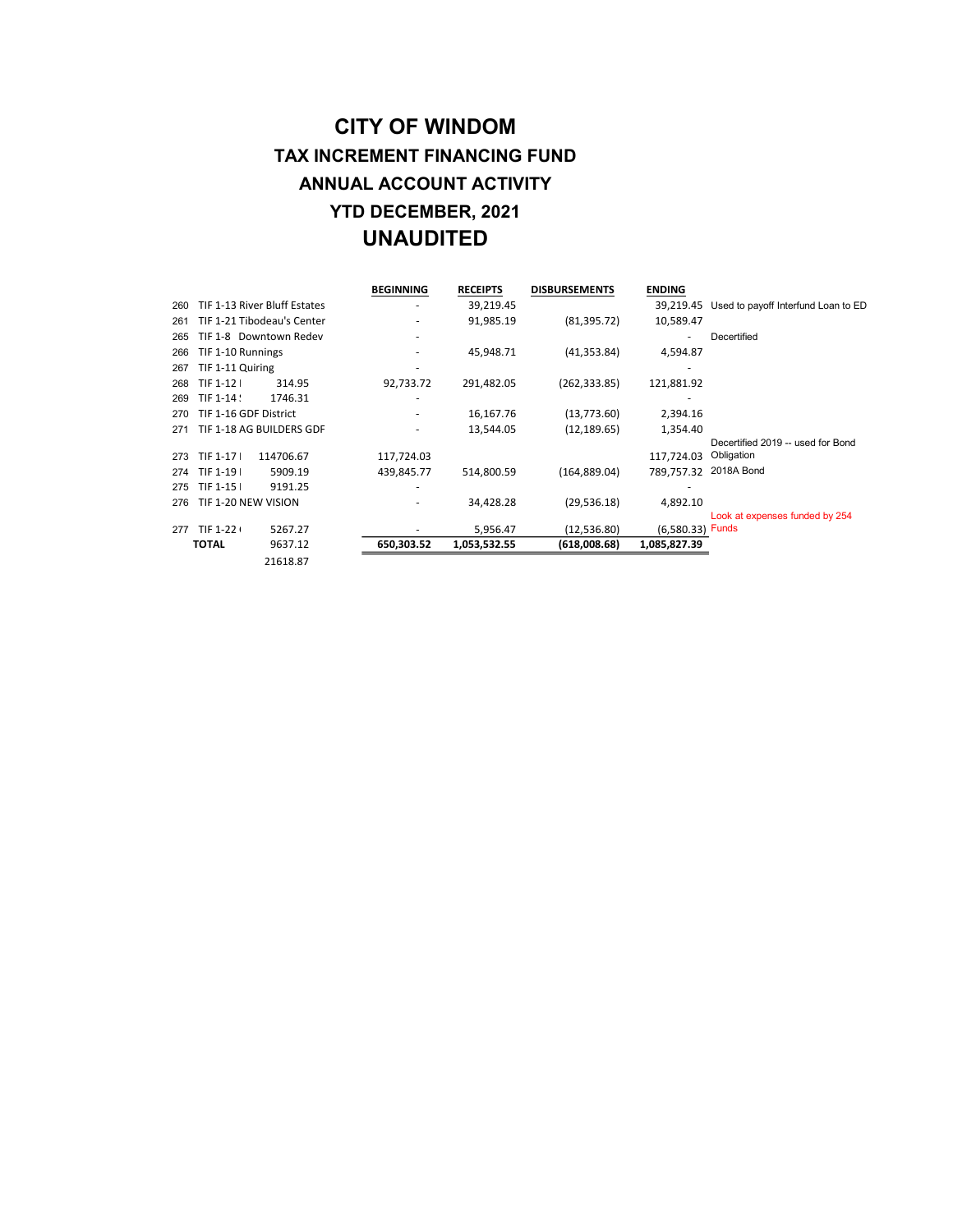# CITY OF WINDOM

## TAX INCREMENT FINANCING FUND

## ANNUAL ACCOUNT ACTIVITY

## YTD DECEMBER, 2021

## UNAUDITED

| | | | BEGINNING | RECEIPTS | DISBURSEMENTS | ENDING | |
|---|---|---|---|---|---|---|---|
| 260 | TIF 1-13 River Bluff Estates | | - | 39,219.45 | | 39,219.45 | Used to payoff Interfund Loan to ED |
| 261 | TIF 1-21 Tibodeau's Center | | - | 91,985.19 | (81,395.72) | 10,589.47 | |
| 265 | TIF 1-8 Downtown Redev | | - | | | - | Decertified |
| 266 | TIF 1-10 Runnings | | - | 45,948.71 | (41,353.84) | 4,594.87 | |
| 267 | TIF 1-11 Quiring | | - | | | - | |
| 268 | TIF 1-12 I | 314.95 | 92,733.72 | 291,482.05 | (262,333.85) | 121,881.92 | |
| 269 | TIF 1-14 ! | 1746.31 | - | | | - | |
| 270 | TIF 1-16 GDF District | | - | 16,167.76 | (13,773.60) | 2,394.16 | |
| 271 | TIF 1-18 AG BUILDERS GDF | | - | 13,544.05 | (12,189.65) | 1,354.40 | |
| 273 | TIF 1-17 I | 114706.67 | 117,724.03 | | | 117,724.03 | Decertified 2019 -- used for Bond Obligation |
| 274 | TIF 1-19 I | 5909.19 | 439,845.77 | 514,800.59 | (164,889.04) | 789,757.32 | 2018A Bond |
| 275 | TIF 1-15 I | 9191.25 | - | | | - | |
| 276 | TIF 1-20 NEW VISION | | - | 34,428.28 | (29,536.18) | 4,892.10 | |
| 277 | TIF 1-22 ( | 5267.27 | - | 5,956.47 | (12,536.80) | (6,580.33) | Look at expenses funded by 254 Funds |
| | **TOTAL** | 9637.12 | **650,303.52** | **1,053,532.55** | **(618,008.68)** | **1,085,827.39** | |
| | | 21618.87 | | | | | |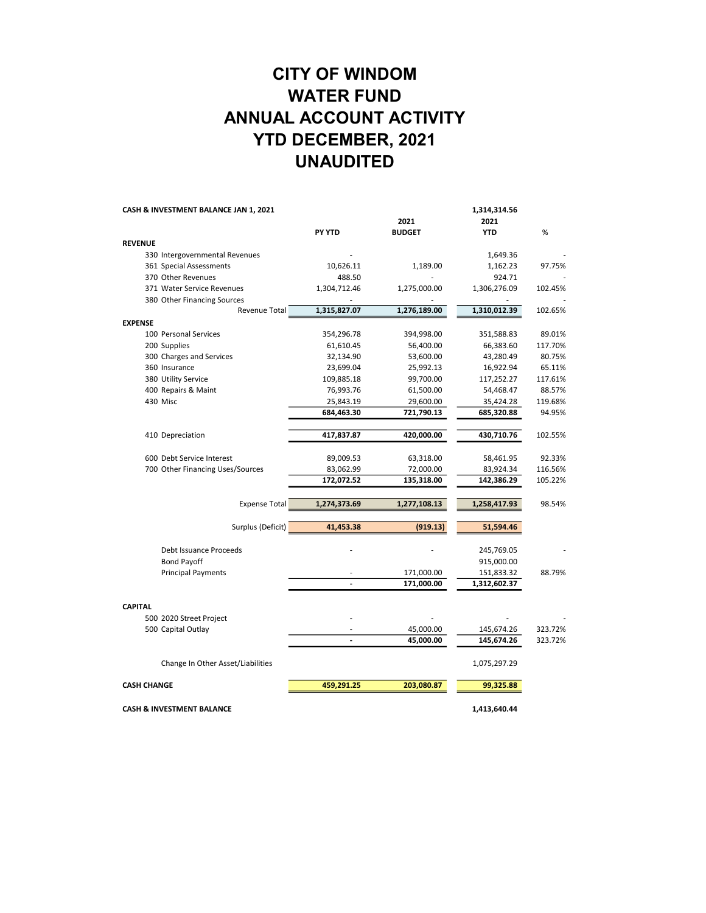# CITY OF WINDOM
# WATER FUND
# ANNUAL ACCOUNT ACTIVITY
# YTD DECEMBER, 2021
# UNAUDITED

| CASH & INVESTMENT BALANCE JAN 1, 2021 | | | 1,314,314.56 | |
|---|---|---|---|---|
| | PY YTD | 2021 BUDGET | 2021 YTD | % |
| **REVENUE** | | | | |
| 330 Intergovernmental Revenues | - | | 1,649.36 | - |
| 361 Special Assessments | 10,626.11 | 1,189.00 | 1,162.23 | 97.75% |
| 370 Other Revenues | 488.50 | - | 924.71 | - |
| 371 Water Service Revenues | 1,304,712.46 | 1,275,000.00 | 1,306,276.09 | 102.45% |
| 380 Other Financing Sources | - | - | - | - |
| Revenue Total | 1,315,827.07 | 1,276,189.00 | 1,310,012.39 | 102.65% |
| **EXPENSE** | | | | |
| 100 Personal Services | 354,296.78 | 394,998.00 | 351,588.83 | 89.01% |
| 200 Supplies | 61,610.45 | 56,400.00 | 66,383.60 | 117.70% |
| 300 Charges and Services | 32,134.90 | 53,600.00 | 43,280.49 | 80.75% |
| 360 Insurance | 23,699.04 | 25,992.13 | 16,922.94 | 65.11% |
| 380 Utility Service | 109,885.18 | 99,700.00 | 117,252.27 | 117.61% |
| 400 Repairs & Maint | 76,993.76 | 61,500.00 | 54,468.47 | 88.57% |
| 430 Misc | 25,843.19 | 29,600.00 | 35,424.28 | 119.68% |
| | 684,463.30 | 721,790.13 | 685,320.88 | 94.95% |
| 410 Depreciation | 417,837.87 | 420,000.00 | 430,710.76 | 102.55% |
| 600 Debt Service Interest | 89,009.53 | 63,318.00 | 58,461.95 | 92.33% |
| 700 Other Financing Uses/Sources | 83,062.99 | 72,000.00 | 83,924.34 | 116.56% |
| | 172,072.52 | 135,318.00 | 142,386.29 | 105.22% |
| Expense Total | 1,274,373.69 | 1,277,108.13 | 1,258,417.93 | 98.54% |
| Surplus (Deficit) | 41,453.38 | (919.13) | 51,594.46 | |
| Debt Issuance Proceeds | - | - | 245,769.05 | - |
| Bond Payoff | | | 915,000.00 | |
| Principal Payments | - | 171,000.00 | 151,833.32 | 88.79% |
| | - | 171,000.00 | 1,312,602.37 | |
| **CAPITAL** | | | | |
| 500 2020 Street Project | - | - | - | - |
| 500 Capital Outlay | - | 45,000.00 | 145,674.26 | 323.72% |
| | - | 45,000.00 | 145,674.26 | 323.72% |
| Change In Other Asset/Liabilities | | | 1,075,297.29 | |
| **CASH CHANGE** | 459,291.25 | 203,080.87 | 99,325.88 | |
| **CASH & INVESTMENT BALANCE** | | | 1,413,640.44 | |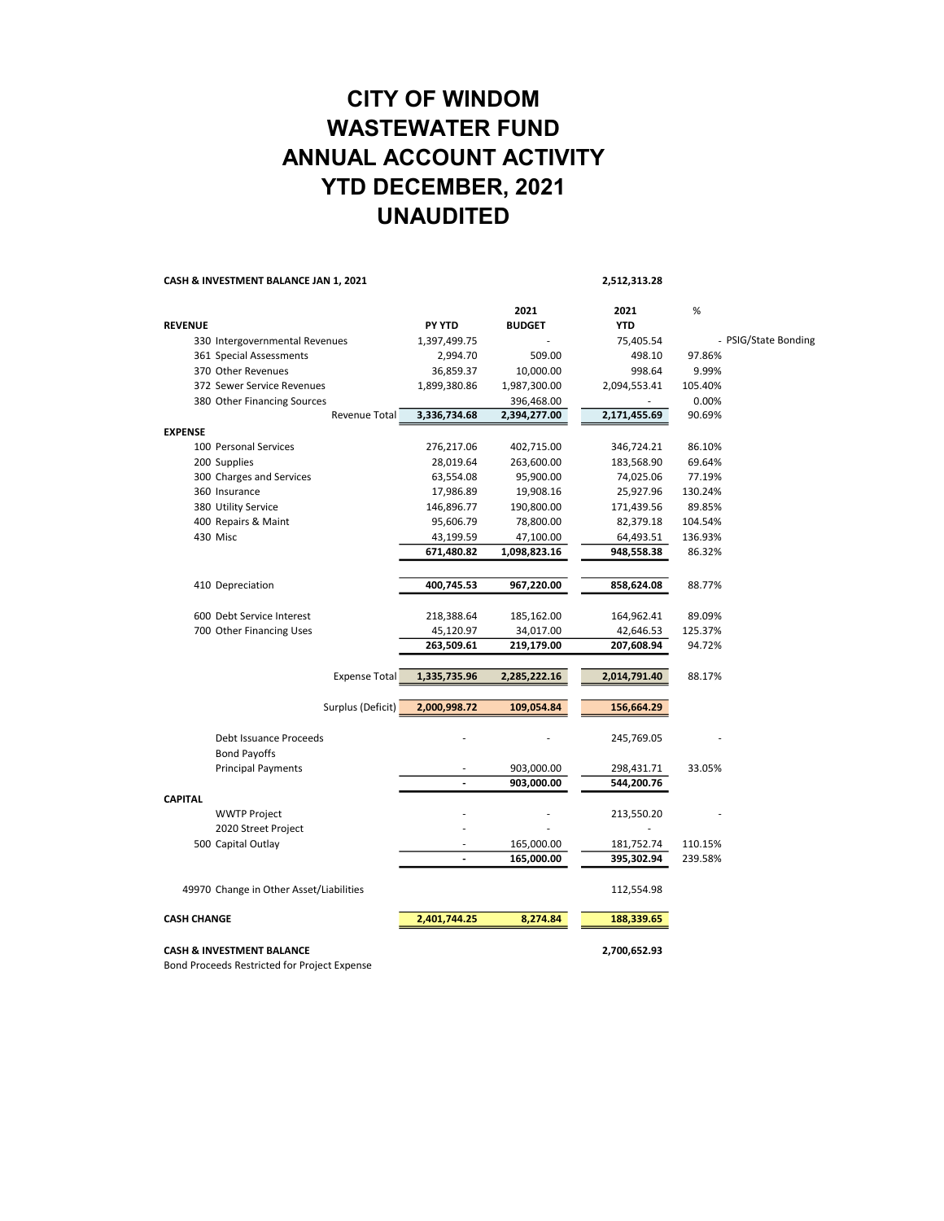# CITY OF WINDOM
# WASTEWATER FUND
# ANNUAL ACCOUNT ACTIVITY
# YTD DECEMBER, 2021
# UNAUDITED

| | PY YTD | 2021 BUDGET | 2021 YTD | % | |
|---|---|---|---|---|---|
| **CASH & INVESTMENT BALANCE JAN 1, 2021** | | | **2,512,313.28** | | |
| **REVENUE** | | | | | |
| 330 Intergovernmental Revenues | 1,397,499.75 | - | 75,405.54 | - | PSIG/State Bonding |
| 361 Special Assessments | 2,994.70 | 509.00 | 498.10 | 97.86% | |
| 370 Other Revenues | 36,859.37 | 10,000.00 | 998.64 | 9.99% | |
| 372 Sewer Service Revenues | 1,899,380.86 | 1,987,300.00 | 2,094,553.41 | 105.40% | |
| 380 Other Financing Sources | | 396,468.00 | - | 0.00% | |
| Revenue Total | **3,336,734.68** | **2,394,277.00** | **2,171,455.69** | 90.69% | |
| **EXPENSE** | | | | | |
| 100 Personal Services | 276,217.06 | 402,715.00 | 346,724.21 | 86.10% | |
| 200 Supplies | 28,019.64 | 263,600.00 | 183,568.90 | 69.64% | |
| 300 Charges and Services | 63,554.08 | 95,900.00 | 74,025.06 | 77.19% | |
| 360 Insurance | 17,986.89 | 19,908.16 | 25,927.96 | 130.24% | |
| 380 Utility Service | 146,896.77 | 190,800.00 | 171,439.56 | 89.85% | |
| 400 Repairs & Maint | 95,606.79 | 78,800.00 | 82,379.18 | 104.54% | |
| 430 Misc | 43,199.59 | 47,100.00 | 64,493.51 | 136.93% | |
| | **671,480.82** | **1,098,823.16** | **948,558.38** | 86.32% | |
| 410 Depreciation | **400,745.53** | **967,220.00** | **858,624.08** | 88.77% | |
| 600 Debt Service Interest | 218,388.64 | 185,162.00 | 164,962.41 | 89.09% | |
| 700 Other Financing Uses | 45,120.97 | 34,017.00 | 42,646.53 | 125.37% | |
| | **263,509.61** | **219,179.00** | **207,608.94** | 94.72% | |
| Expense Total | **1,335,735.96** | **2,285,222.16** | **2,014,791.40** | 88.17% | |
| Surplus (Deficit) | **2,000,998.72** | **109,054.84** | **156,664.29** | | |
| Debt Issuance Proceeds | - | - | 245,769.05 | - | |
| Bond Payoffs | | | | | |
| Principal Payments | - | 903,000.00 | 298,431.71 | 33.05% | |
| | **-** | **903,000.00** | **544,200.76** | | |
| **CAPITAL** | | | | | |
| WWTP Project | - | - | 213,550.20 | - | |
| 2020 Street Project | - | - | - | | |
| 500 Capital Outlay | - | 165,000.00 | 181,752.74 | 110.15% | |
| | **-** | **165,000.00** | **395,302.94** | 239.58% | |
| 49970 Change in Other Asset/Liabilities | | | 112,554.98 | | |
| **CASH CHANGE** | **2,401,744.25** | **8,274.84** | **188,339.65** | | |
| **CASH & INVESTMENT BALANCE** | | | **2,700,652.93** | | |

Bond Proceeds Restricted for Project Expense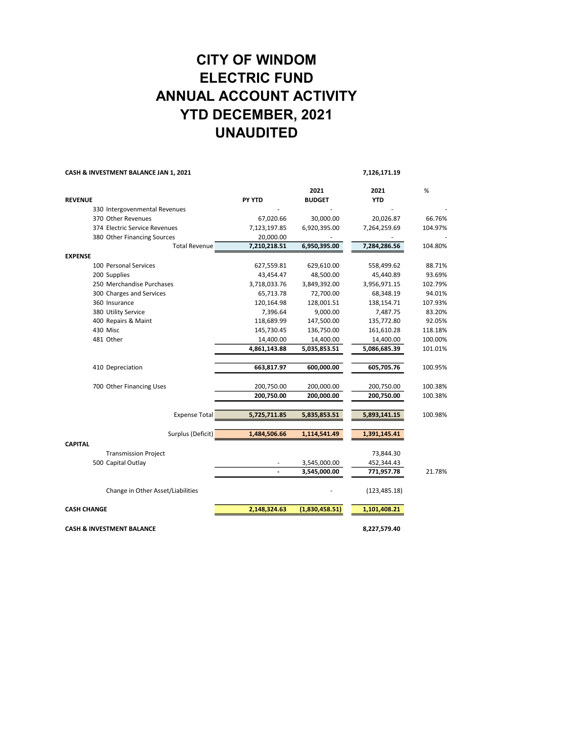# CITY OF WINDOM
# ELECTRIC FUND
# ANNUAL ACCOUNT ACTIVITY
# YTD DECEMBER, 2021
# UNAUDITED

**CASH & INVESTMENT BALANCE JAN 1, 2021** 7,126,171.19

| | PY YTD | 2021 BUDGET | 2021 YTD | % |
|---|---|---|---|---|
| **REVENUE** | | | | |
| 330 Intergovenmental Revenues | - | - | - | - |
| 370 Other Revenues | 67,020.66 | 30,000.00 | 20,026.87 | 66.76% |
| 374 Electric Service Revenues | 7,123,197.85 | 6,920,395.00 | 7,264,259.69 | 104.97% |
| 380 Other Financing Sources | 20,000.00 | - | - | - |
| Total Revenue | **7,210,218.51** | **6,950,395.00** | **7,284,286.56** | 104.80% |
| **EXPENSE** | | | | |
| 100 Personal Services | 627,559.81 | 629,610.00 | 558,499.62 | 88.71% |
| 200 Supplies | 43,454.47 | 48,500.00 | 45,440.89 | 93.69% |
| 250 Merchandise Purchases | 3,718,033.76 | 3,849,392.00 | 3,956,971.15 | 102.79% |
| 300 Charges and Services | 65,713.78 | 72,700.00 | 68,348.19 | 94.01% |
| 360 Insurance | 120,164.98 | 128,001.51 | 138,154.71 | 107.93% |
| 380 Utility Service | 7,396.64 | 9,000.00 | 7,487.75 | 83.20% |
| 400 Repairs & Maint | 118,689.99 | 147,500.00 | 135,772.80 | 92.05% |
| 430 Misc | 145,730.45 | 136,750.00 | 161,610.28 | 118.18% |
| 481 Other | 14,400.00 | 14,400.00 | 14,400.00 | 100.00% |
| | **4,861,143.88** | **5,035,853.51** | **5,086,685.39** | 101.01% |
| 410 Depreciation | **663,817.97** | **600,000.00** | **605,705.76** | 100.95% |
| 700 Other Financing Uses | 200,750.00 | 200,000.00 | 200,750.00 | 100.38% |
| | **200,750.00** | **200,000.00** | **200,750.00** | 100.38% |
| Expense Total | **5,725,711.85** | **5,835,853.51** | **5,893,141.15** | 100.98% |
| Surplus (Deficit) | **1,484,506.66** | **1,114,541.49** | **1,391,145.41** | |
| **CAPITAL** | | | | |
| Transmission Project | | | 73,844.30 | |
| 500 Capital Outlay | - | 3,545,000.00 | 452,344.43 | |
| | **-** | **3,545,000.00** | **771,957.78** | 21.78% |
| Change in Other Asset/Liabilities | | - | (123,485.18) | |
| **CASH CHANGE** | **2,148,324.63** | **(1,830,458.51)** | **1,101,408.21** | |

**CASH & INVESTMENT BALANCE** 8,227,579.40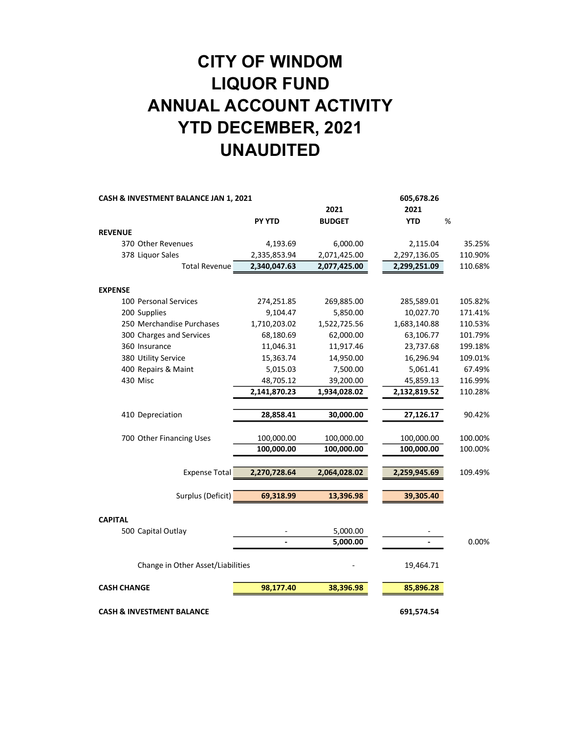# CITY OF WINDOM
# LIQUOR FUND
# ANNUAL ACCOUNT ACTIVITY
# YTD DECEMBER, 2021
# UNAUDITED

| | PY YTD | 2021 BUDGET | 2021 YTD | % |
|---|---|---|---|---|
| **CASH & INVESTMENT BALANCE JAN 1, 2021** | | | **605,678.26** | |
| **REVENUE** | | | | |
| 370 Other Revenues | 4,193.69 | 6,000.00 | 2,115.04 | 35.25% |
| 378 Liquor Sales | 2,335,853.94 | 2,071,425.00 | 2,297,136.05 | 110.90% |
| Total Revenue | **2,340,047.63** | **2,077,425.00** | **2,299,251.09** | 110.68% |
| **EXPENSE** | | | | |
| 100 Personal Services | 274,251.85 | 269,885.00 | 285,589.01 | 105.82% |
| 200 Supplies | 9,104.47 | 5,850.00 | 10,027.70 | 171.41% |
| 250 Merchandise Purchases | 1,710,203.02 | 1,522,725.56 | 1,683,140.88 | 110.53% |
| 300 Charges and Services | 68,180.69 | 62,000.00 | 63,106.77 | 101.79% |
| 360 Insurance | 11,046.31 | 11,917.46 | 23,737.68 | 199.18% |
| 380 Utility Service | 15,363.74 | 14,950.00 | 16,296.94 | 109.01% |
| 400 Repairs & Maint | 5,015.03 | 7,500.00 | 5,061.41 | 67.49% |
| 430 Misc | 48,705.12 | 39,200.00 | 45,859.13 | 116.99% |
| | **2,141,870.23** | **1,934,028.02** | **2,132,819.52** | 110.28% |
| 410 Depreciation | **28,858.41** | **30,000.00** | **27,126.17** | 90.42% |
| 700 Other Financing Uses | 100,000.00 | 100,000.00 | 100,000.00 | 100.00% |
| | **100,000.00** | **100,000.00** | **100,000.00** | 100.00% |
| Expense Total | **2,270,728.64** | **2,064,028.02** | **2,259,945.69** | 109.49% |
| Surplus (Deficit) | **69,318.99** | **13,396.98** | **39,305.40** | |
| **CAPITAL** | | | | |
| 500 Capital Outlay | - | 5,000.00 | - | |
| | **-** | **5,000.00** | **-** | 0.00% |
| Change in Other Asset/Liabilities | | - | 19,464.71 | |
| **CASH CHANGE** | **98,177.40** | **38,396.98** | **85,896.28** | |
| **CASH & INVESTMENT BALANCE** | | | **691,574.54** | |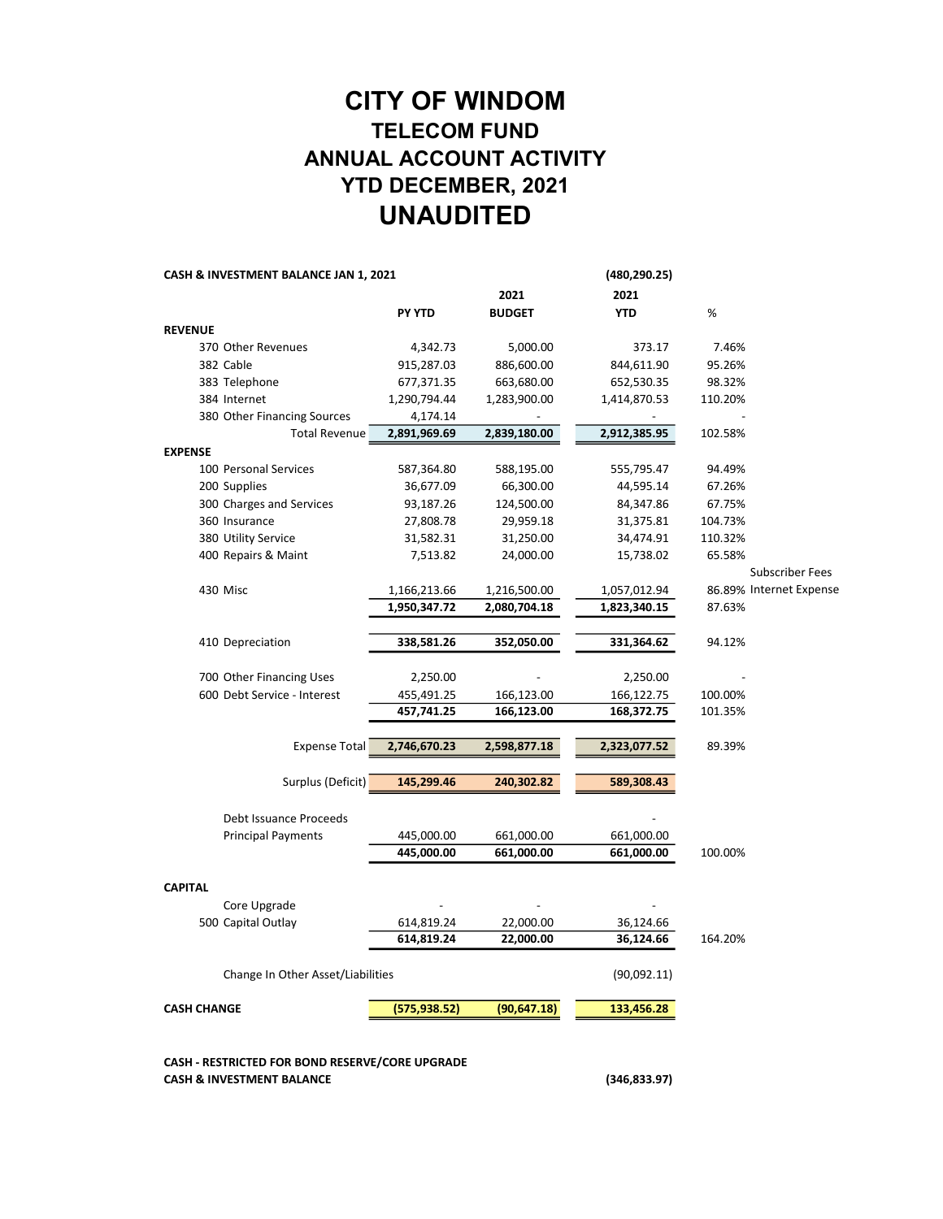# CITY OF WINDOM
## TELECOM FUND
## ANNUAL ACCOUNT ACTIVITY
## YTD DECEMBER, 2021
## UNAUDITED

| | PY YTD | 2021 BUDGET | 2021 YTD | % | |
|---|---|---|---|---|---|
| **CASH & INVESTMENT BALANCE JAN 1, 2021** | | | **(480,290.25)** | | |
| **REVENUE** | | | | | |
| 370 Other Revenues | 4,342.73 | 5,000.00 | 373.17 | 7.46% | |
| 382 Cable | 915,287.03 | 886,600.00 | 844,611.90 | 95.26% | |
| 383 Telephone | 677,371.35 | 663,680.00 | 652,530.35 | 98.32% | |
| 384 Internet | 1,290,794.44 | 1,283,900.00 | 1,414,870.53 | 110.20% | |
| 380 Other Financing Sources | 4,174.14 | - | - | - | |
| Total Revenue | **2,891,969.69** | **2,839,180.00** | **2,912,385.95** | 102.58% | |
| **EXPENSE** | | | | | |
| 100 Personal Services | 587,364.80 | 588,195.00 | 555,795.47 | 94.49% | |
| 200 Supplies | 36,677.09 | 66,300.00 | 44,595.14 | 67.26% | |
| 300 Charges and Services | 93,187.26 | 124,500.00 | 84,347.86 | 67.75% | |
| 360 Insurance | 27,808.78 | 29,959.18 | 31,375.81 | 104.73% | |
| 380 Utility Service | 31,582.31 | 31,250.00 | 34,474.91 | 110.32% | |
| 400 Repairs & Maint | 7,513.82 | 24,000.00 | 15,738.02 | 65.58% | |
| 430 Misc | 1,166,213.66 | 1,216,500.00 | 1,057,012.94 | 86.89% | Subscriber Fees Internet Expense |
| | **1,950,347.72** | **2,080,704.18** | **1,823,340.15** | 87.63% | |
| 410 Depreciation | **338,581.26** | **352,050.00** | **331,364.62** | 94.12% | |
| 700 Other Financing Uses | 2,250.00 | - | 2,250.00 | - | |
| 600 Debt Service - Interest | 455,491.25 | 166,123.00 | 166,122.75 | 100.00% | |
| | **457,741.25** | **166,123.00** | **168,372.75** | 101.35% | |
| Expense Total | **2,746,670.23** | **2,598,877.18** | **2,323,077.52** | 89.39% | |
| Surplus (Deficit) | **145,299.46** | **240,302.82** | **589,308.43** | | |
| Debt Issuance Proceeds | | | - | | |
| Principal Payments | 445,000.00 | 661,000.00 | 661,000.00 | | |
| | **445,000.00** | **661,000.00** | **661,000.00** | 100.00% | |
| **CAPITAL** | | | | | |
| Core Upgrade | - | - | - | | |
| 500 Capital Outlay | 614,819.24 | 22,000.00 | 36,124.66 | | |
| | **614,819.24** | **22,000.00** | **36,124.66** | 164.20% | |
| Change In Other Asset/Liabilities | | | (90,092.11) | | |
| **CASH CHANGE** | **(575,938.52)** | **(90,647.18)** | **133,456.28** | | |
| **CASH - RESTRICTED FOR BOND RESERVE/CORE UPGRADE** | | | | | |
| **CASH & INVESTMENT BALANCE** | | | **(346,833.97)** | | |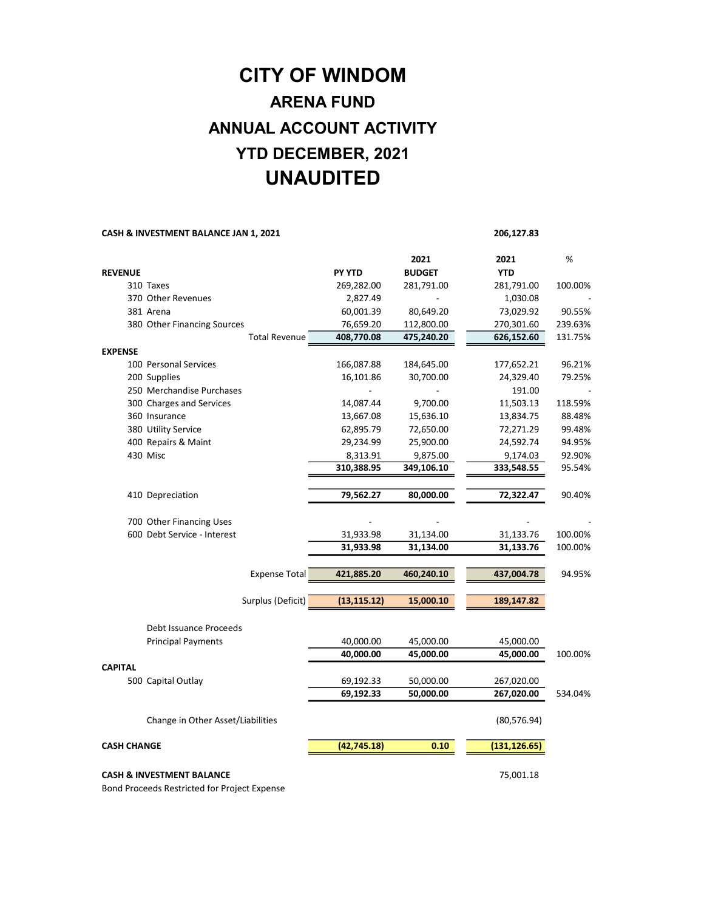# CITY OF WINDOM

## ARENA FUND

## ANNUAL ACCOUNT ACTIVITY

## YTD DECEMBER, 2021

## UNAUDITED

**CASH & INVESTMENT BALANCE JAN 1, 2021** — **206,127.83**

| | PY YTD | 2021 BUDGET | 2021 YTD | % |
|---|---|---|---|---|
| **REVENUE** | | | | |
| 310 Taxes | 269,282.00 | 281,791.00 | 281,791.00 | 100.00% |
| 370 Other Revenues | 2,827.49 | - | 1,030.08 | - |
| 381 Arena | 60,001.39 | 80,649.20 | 73,029.92 | 90.55% |
| 380 Other Financing Sources | 76,659.20 | 112,800.00 | 270,301.60 | 239.63% |
| Total Revenue | **408,770.08** | **475,240.20** | **626,152.60** | 131.75% |
| **EXPENSE** | | | | |
| 100 Personal Services | 166,087.88 | 184,645.00 | 177,652.21 | 96.21% |
| 200 Supplies | 16,101.86 | 30,700.00 | 24,329.40 | 79.25% |
| 250 Merchandise Purchases | - | - | 191.00 | - |
| 300 Charges and Services | 14,087.44 | 9,700.00 | 11,503.13 | 118.59% |
| 360 Insurance | 13,667.08 | 15,636.10 | 13,834.75 | 88.48% |
| 380 Utility Service | 62,895.79 | 72,650.00 | 72,271.29 | 99.48% |
| 400 Repairs & Maint | 29,234.99 | 25,900.00 | 24,592.74 | 94.95% |
| 430 Misc | 8,313.91 | 9,875.00 | 9,174.03 | 92.90% |
| | **310,388.95** | **349,106.10** | **333,548.55** | 95.54% |
| 410 Depreciation | **79,562.27** | **80,000.00** | **72,322.47** | 90.40% |
| 700 Other Financing Uses | - | - | - | - |
| 600 Debt Service - Interest | 31,933.98 | 31,134.00 | 31,133.76 | 100.00% |
| | **31,933.98** | **31,134.00** | **31,133.76** | 100.00% |
| Expense Total | **421,885.20** | **460,240.10** | **437,004.78** | 94.95% |
| Surplus (Deficit) | **(13,115.12)** | **15,000.10** | **189,147.82** | |
| Debt Issuance Proceeds | | | | |
| Principal Payments | 40,000.00 | 45,000.00 | 45,000.00 | |
| | **40,000.00** | **45,000.00** | **45,000.00** | 100.00% |
| **CAPITAL** | | | | |
| 500 Capital Outlay | 69,192.33 | 50,000.00 | 267,020.00 | |
| | **69,192.33** | **50,000.00** | **267,020.00** | 534.04% |
| Change in Other Asset/Liabilities | | | (80,576.94) | |
| **CASH CHANGE** | **(42,745.18)** | **0.10** | **(131,126.65)** | |

**CASH & INVESTMENT BALANCE** — 75,001.18

Bond Proceeds Restricted for Project Expense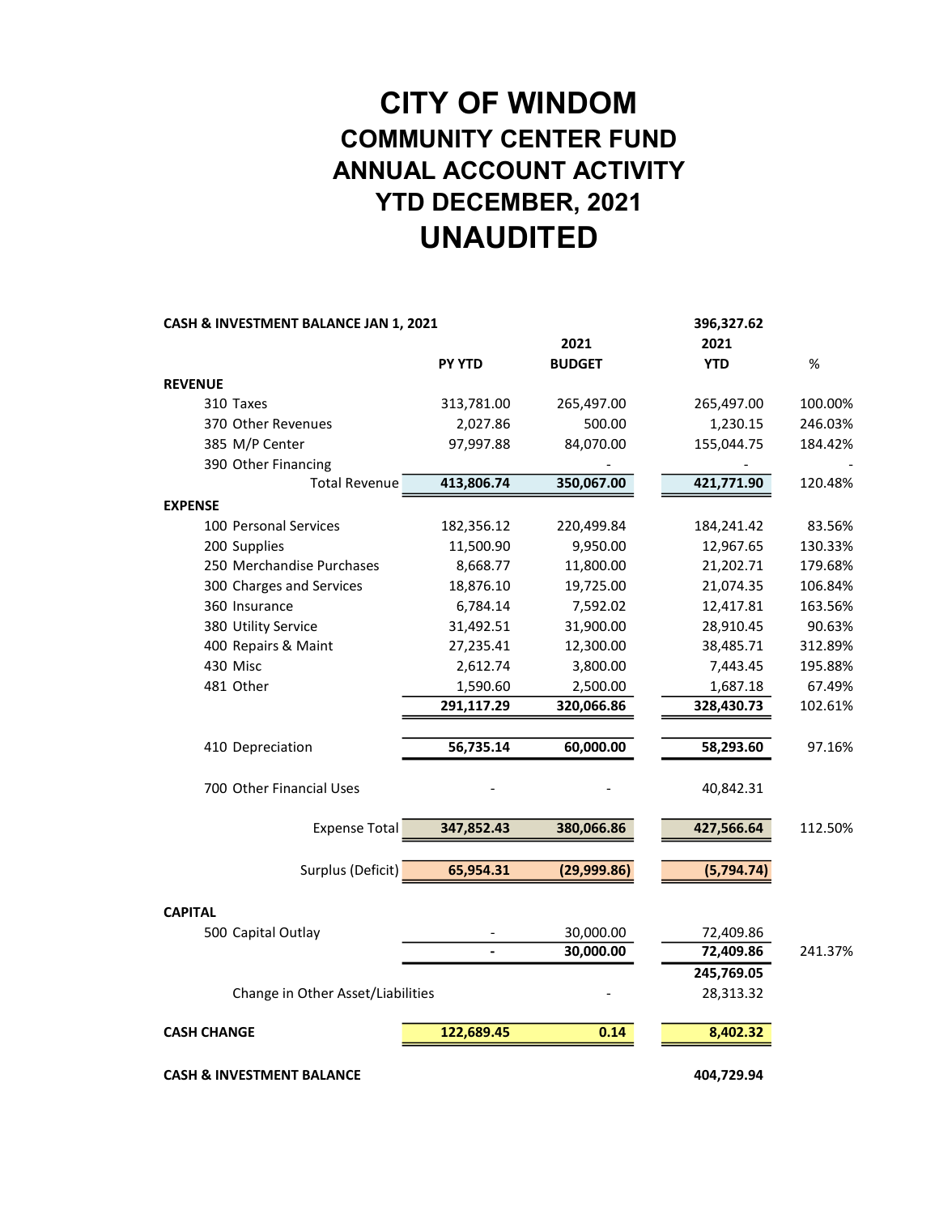# CITY OF WINDOM
## COMMUNITY CENTER FUND
## ANNUAL ACCOUNT ACTIVITY
## YTD DECEMBER, 2021
## UNAUDITED

| | PY YTD | 2021 BUDGET | 2021 YTD | % |
|---|---|---|---|---|
| **CASH & INVESTMENT BALANCE JAN 1, 2021** | | | **396,327.62** | |
| **REVENUE** | | | | |
| 310 Taxes | 313,781.00 | 265,497.00 | 265,497.00 | 100.00% |
| 370 Other Revenues | 2,027.86 | 500.00 | 1,230.15 | 246.03% |
| 385 M/P Center | 97,997.88 | 84,070.00 | 155,044.75 | 184.42% |
| 390 Other Financing | | - | - | - |
| Total Revenue | **413,806.74** | **350,067.00** | **421,771.90** | 120.48% |
| **EXPENSE** | | | | |
| 100 Personal Services | 182,356.12 | 220,499.84 | 184,241.42 | 83.56% |
| 200 Supplies | 11,500.90 | 9,950.00 | 12,967.65 | 130.33% |
| 250 Merchandise Purchases | 8,668.77 | 11,800.00 | 21,202.71 | 179.68% |
| 300 Charges and Services | 18,876.10 | 19,725.00 | 21,074.35 | 106.84% |
| 360 Insurance | 6,784.14 | 7,592.02 | 12,417.81 | 163.56% |
| 380 Utility Service | 31,492.51 | 31,900.00 | 28,910.45 | 90.63% |
| 400 Repairs & Maint | 27,235.41 | 12,300.00 | 38,485.71 | 312.89% |
| 430 Misc | 2,612.74 | 3,800.00 | 7,443.45 | 195.88% |
| 481 Other | 1,590.60 | 2,500.00 | 1,687.18 | 67.49% |
| | **291,117.29** | **320,066.86** | **328,430.73** | 102.61% |
| 410 Depreciation | **56,735.14** | **60,000.00** | **58,293.60** | 97.16% |
| 700 Other Financial Uses | - | - | 40,842.31 | |
| Expense Total | **347,852.43** | **380,066.86** | **427,566.64** | 112.50% |
| Surplus (Deficit) | **65,954.31** | **(29,999.86)** | **(5,794.74)** | |
| **CAPITAL** | | | | |
| 500 Capital Outlay | - | 30,000.00 | 72,409.86 | |
| | **-** | **30,000.00** | **72,409.86** | 241.37% |
| | | | **245,769.05** | |
| Change in Other Asset/Liabilities | | - | 28,313.32 | |
| **CASH CHANGE** | **122,689.45** | **0.14** | **8,402.32** | |
| **CASH & INVESTMENT BALANCE** | | | **404,729.94** | |